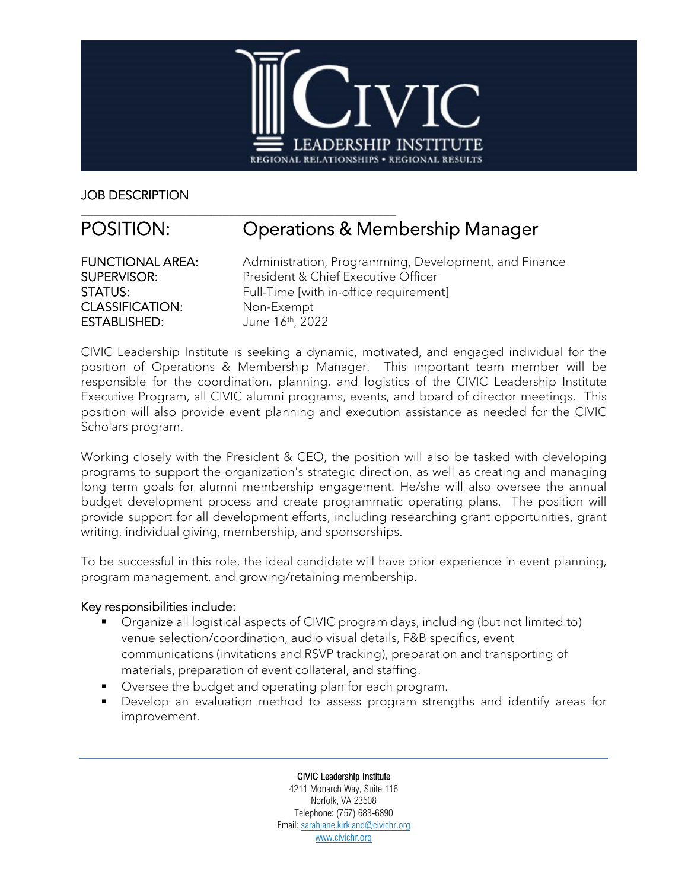CIVIC LEADERSHIP INSTITUTE

REGIONAL RELATIONSHIPS • REGIONAL RESULTS

JOB DESCRIPTION

# POSITION: Operations & Membership Manager

**FUNCTIONAL AREA:** Administration, Programming, Development, and Finance
**SUPERVISOR:** President & Chief Executive Officer
**STATUS:** Full-Time [with in-office requirement]
**CLASSIFICATION:** Non-Exempt
**ESTABLISHED:** June 16th, 2022

CIVIC Leadership Institute is seeking a dynamic, motivated, and engaged individual for the position of Operations & Membership Manager. This important team member will be responsible for the coordination, planning, and logistics of the CIVIC Leadership Institute Executive Program, all CIVIC alumni programs, events, and board of director meetings. This position will also provide event planning and execution assistance as needed for the CIVIC Scholars program.

Working closely with the President & CEO, the position will also be tasked with developing programs to support the organization's strategic direction, as well as creating and managing long term goals for alumni membership engagement. He/she will also oversee the annual budget development process and create programmatic operating plans. The position will provide support for all development efforts, including researching grant opportunities, grant writing, individual giving, membership, and sponsorships.

To be successful in this role, the ideal candidate will have prior experience in event planning, program management, and growing/retaining membership.

## Key responsibilities include:

- Organize all logistical aspects of CIVIC program days, including (but not limited to) venue selection/coordination, audio visual details, F&B specifics, event communications (invitations and RSVP tracking), preparation and transporting of materials, preparation of event collateral, and staffing.
- Oversee the budget and operating plan for each program.
- Develop an evaluation method to assess program strengths and identify areas for improvement.

CIVIC Leadership Institute
4211 Monarch Way, Suite 116
Norfolk, VA 23508
Telephone: (757) 683-6890
Email: sarahjane.kirkland@civichr.org
www.civichr.org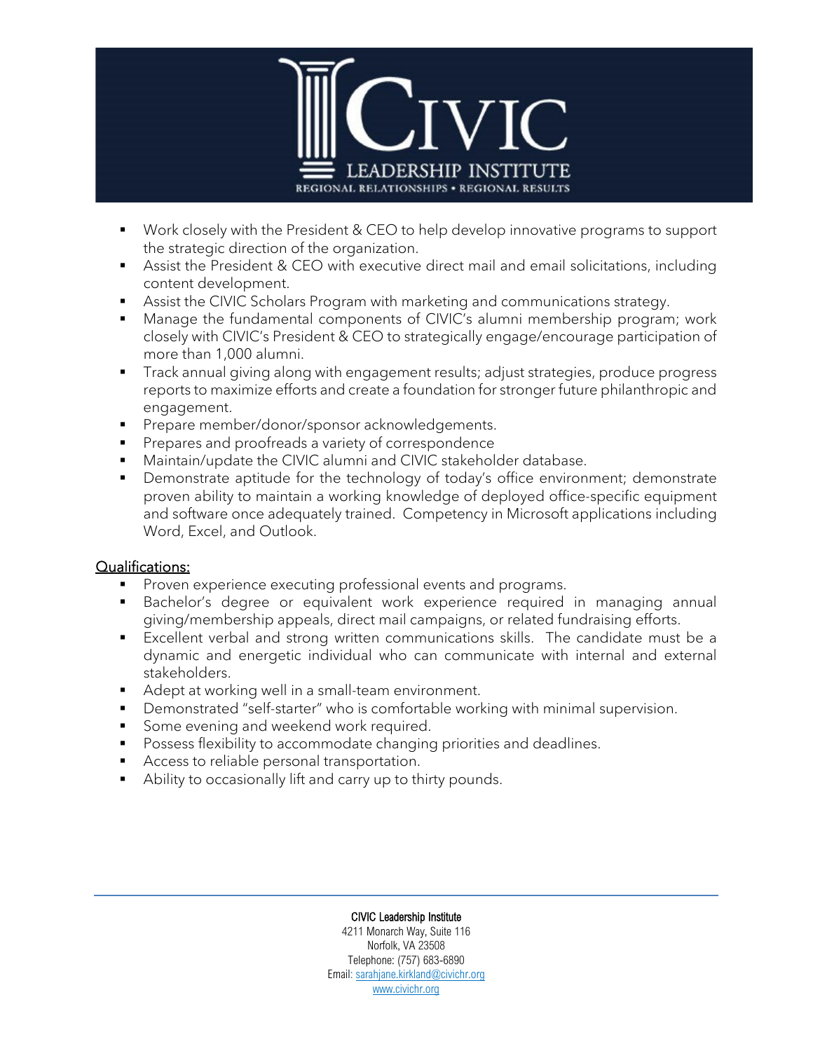- Work closely with the President & CEO to help develop innovative programs to support the strategic direction of the organization.
- Assist the President & CEO with executive direct mail and email solicitations, including content development.
- Assist the CIVIC Scholars Program with marketing and communications strategy.
- Manage the fundamental components of CIVIC's alumni membership program; work closely with CIVIC's President & CEO to strategically engage/encourage participation of more than 1,000 alumni.
- Track annual giving along with engagement results; adjust strategies, produce progress reports to maximize efforts and create a foundation for stronger future philanthropic and engagement.
- Prepare member/donor/sponsor acknowledgements.
- Prepares and proofreads a variety of correspondence
- Maintain/update the CIVIC alumni and CIVIC stakeholder database.
- Demonstrate aptitude for the technology of today's office environment; demonstrate proven ability to maintain a working knowledge of deployed office-specific equipment and software once adequately trained. Competency in Microsoft applications including Word, Excel, and Outlook.

## Qualifications:

- Proven experience executing professional events and programs.
- Bachelor's degree or equivalent work experience required in managing annual giving/membership appeals, direct mail campaigns, or related fundraising efforts.
- Excellent verbal and strong written communications skills. The candidate must be a dynamic and energetic individual who can communicate with internal and external stakeholders.
- Adept at working well in a small-team environment.
- Demonstrated "self-starter" who is comfortable working with minimal supervision.
- Some evening and weekend work required.
- Possess flexibility to accommodate changing priorities and deadlines.
- Access to reliable personal transportation.
- Ability to occasionally lift and carry up to thirty pounds.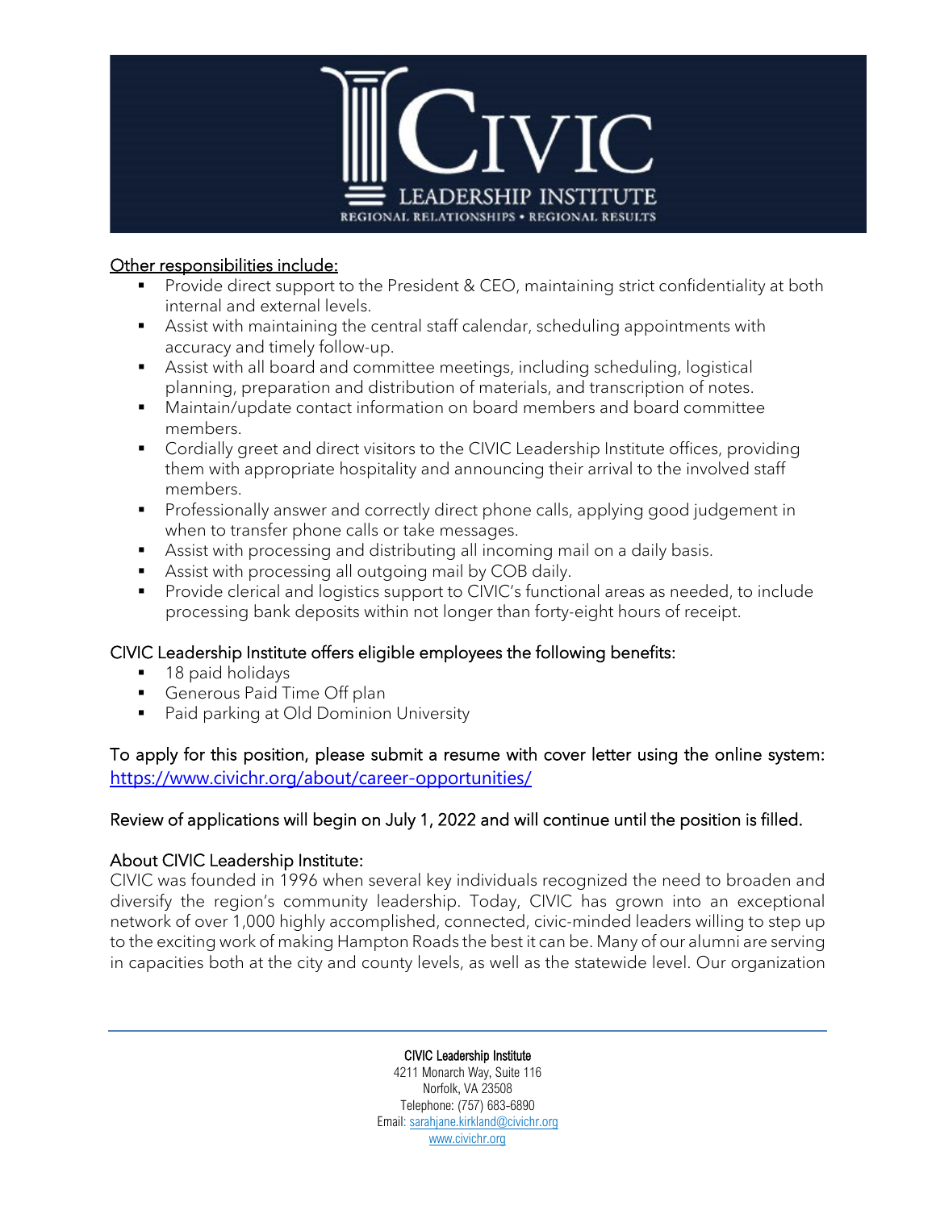<u>Other responsibilities include:</u>

- Provide direct support to the President & CEO, maintaining strict confidentiality at both internal and external levels.
- Assist with maintaining the central staff calendar, scheduling appointments with accuracy and timely follow-up.
- Assist with all board and committee meetings, including scheduling, logistical planning, preparation and distribution of materials, and transcription of notes.
- Maintain/update contact information on board members and board committee members.
- Cordially greet and direct visitors to the CIVIC Leadership Institute offices, providing them with appropriate hospitality and announcing their arrival to the involved staff members.
- Professionally answer and correctly direct phone calls, applying good judgement in when to transfer phone calls or take messages.
- Assist with processing and distributing all incoming mail on a daily basis.
- Assist with processing all outgoing mail by COB daily.
- Provide clerical and logistics support to CIVIC's functional areas as needed, to include processing bank deposits within not longer than forty-eight hours of receipt.

CIVIC Leadership Institute offers eligible employees the following benefits:

- 18 paid holidays
- Generous Paid Time Off plan
- Paid parking at Old Dominion University

To apply for this position, please submit a resume with cover letter using the online system: https://www.civichr.org/about/career-opportunities/

Review of applications will begin on July 1, 2022 and will continue until the position is filled.

About CIVIC Leadership Institute:

CIVIC was founded in 1996 when several key individuals recognized the need to broaden and diversify the region's community leadership. Today, CIVIC has grown into an exceptional network of over 1,000 highly accomplished, connected, civic-minded leaders willing to step up to the exciting work of making Hampton Roads the best it can be. Many of our alumni are serving in capacities both at the city and county levels, as well as the statewide level. Our organization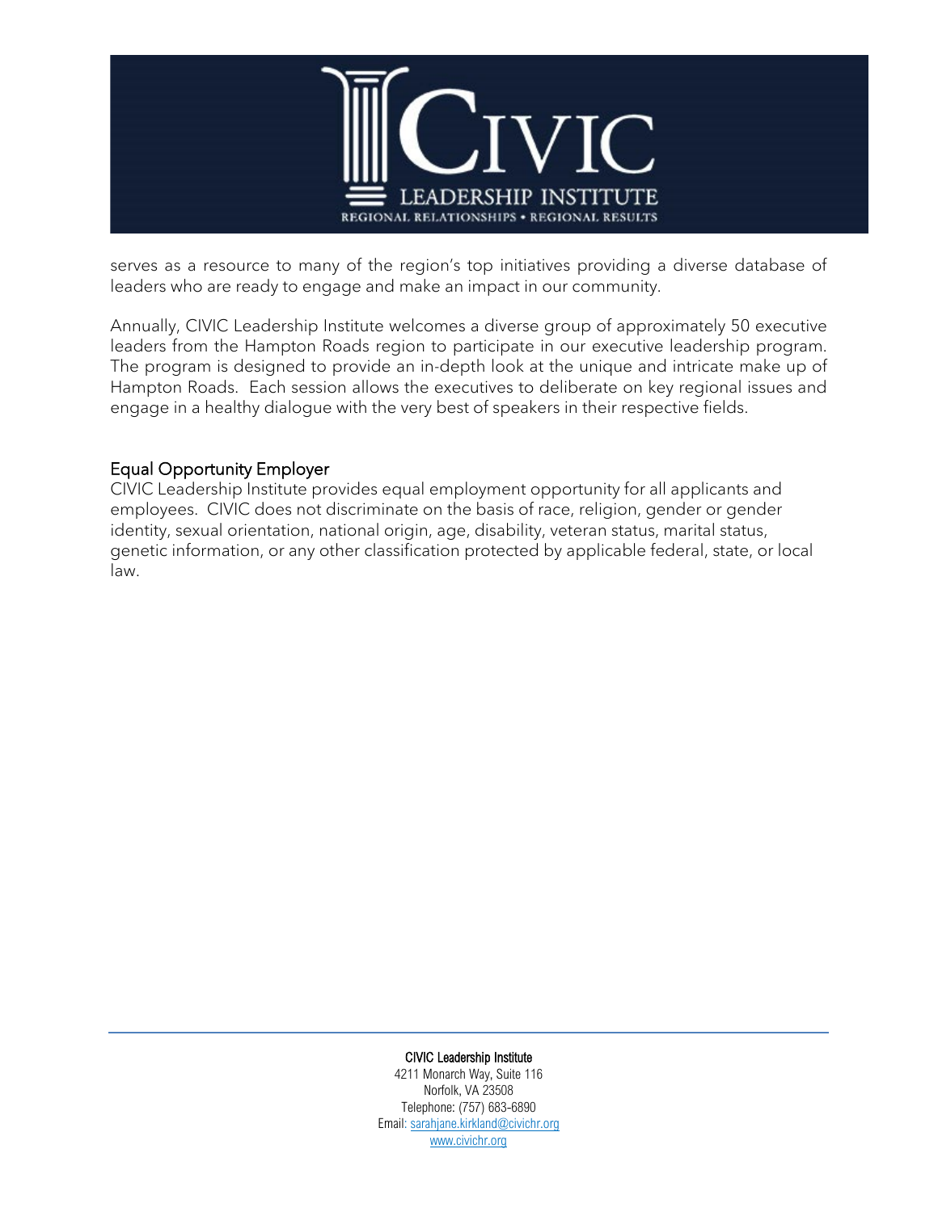serves as a resource to many of the region's top initiatives providing a diverse database of leaders who are ready to engage and make an impact in our community.

Annually, CIVIC Leadership Institute welcomes a diverse group of approximately 50 executive leaders from the Hampton Roads region to participate in our executive leadership program. The program is designed to provide an in-depth look at the unique and intricate make up of Hampton Roads. Each session allows the executives to deliberate on key regional issues and engage in a healthy dialogue with the very best of speakers in their respective fields.

## Equal Opportunity Employer

CIVIC Leadership Institute provides equal employment opportunity for all applicants and employees. CIVIC does not discriminate on the basis of race, religion, gender or gender identity, sexual orientation, national origin, age, disability, veteran status, marital status, genetic information, or any other classification protected by applicable federal, state, or local law.